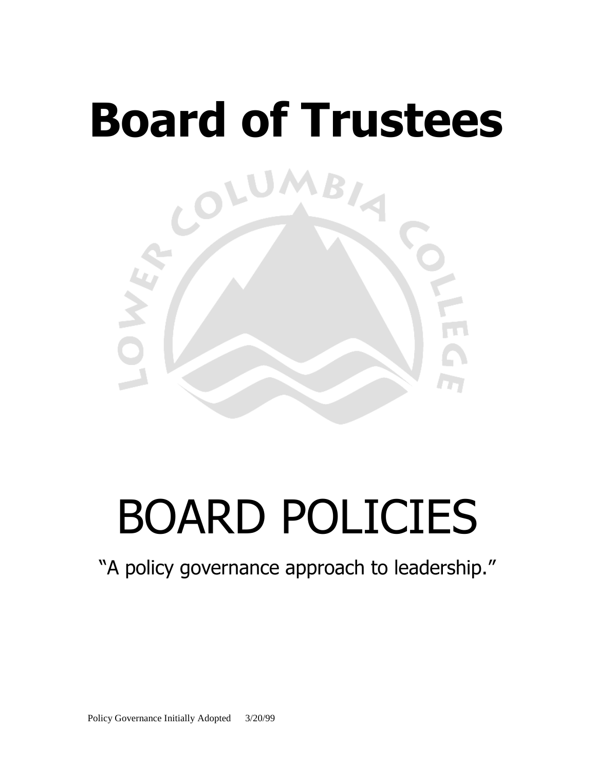# Board of Trustees

# BOARD POLICIES

"A policy governance approach to leadership."

Policy Governance Initially Adopted 3/20/99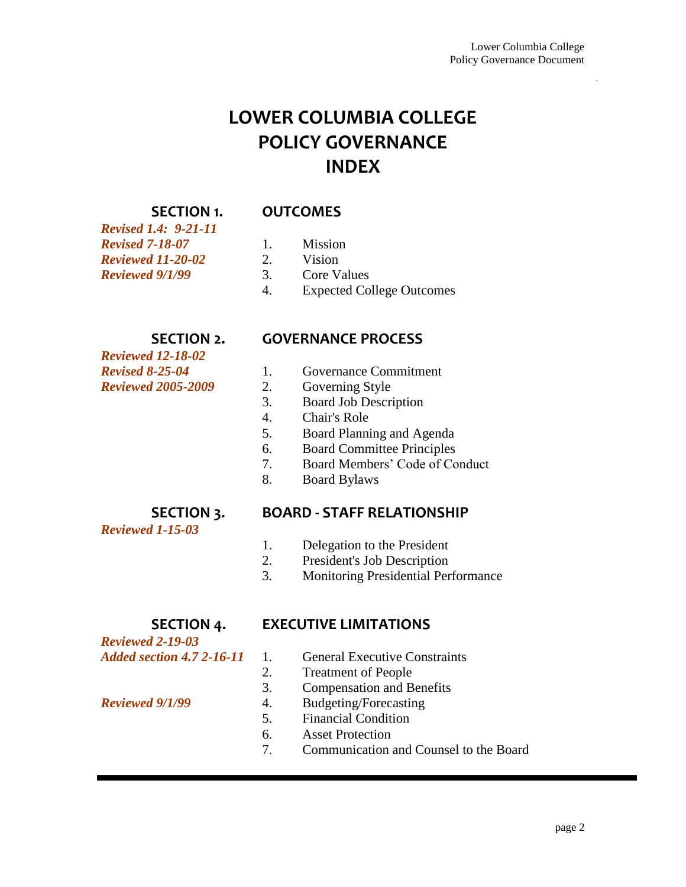# LOWER COLUMBIA COLLEGE POLICY GOVERNANCE INDEX

## SECTION 1. OUTCOMES

*Revised 1.4: 9-21-11*
*Revised 7-18-07*
*Reviewed 11-20-02*
*Reviewed 9/1/99*

1. Mission
2. Vision
3. Core Values
4. Expected College Outcomes

## SECTION 2. GOVERNANCE PROCESS

*Reviewed 12-18-02*
*Revised 8-25-04*
*Reviewed 2005-2009*

1. Governance Commitment
2. Governing Style
3. Board Job Description
4. Chair's Role
5. Board Planning and Agenda
6. Board Committee Principles
7. Board Members' Code of Conduct
8. Board Bylaws

## SECTION 3. BOARD - STAFF RELATIONSHIP

*Reviewed 1-15-03*

1. Delegation to the President
2. President's Job Description
3. Monitoring Presidential Performance

## SECTION 4. EXECUTIVE LIMITATIONS

*Reviewed 2-19-03*
*Added section 4.7 2-16-11*

*Reviewed 9/1/99*

1. General Executive Constraints
2. Treatment of People
3. Compensation and Benefits
4. Budgeting/Forecasting
5. Financial Condition
6. Asset Protection
7. Communication and Counsel to the Board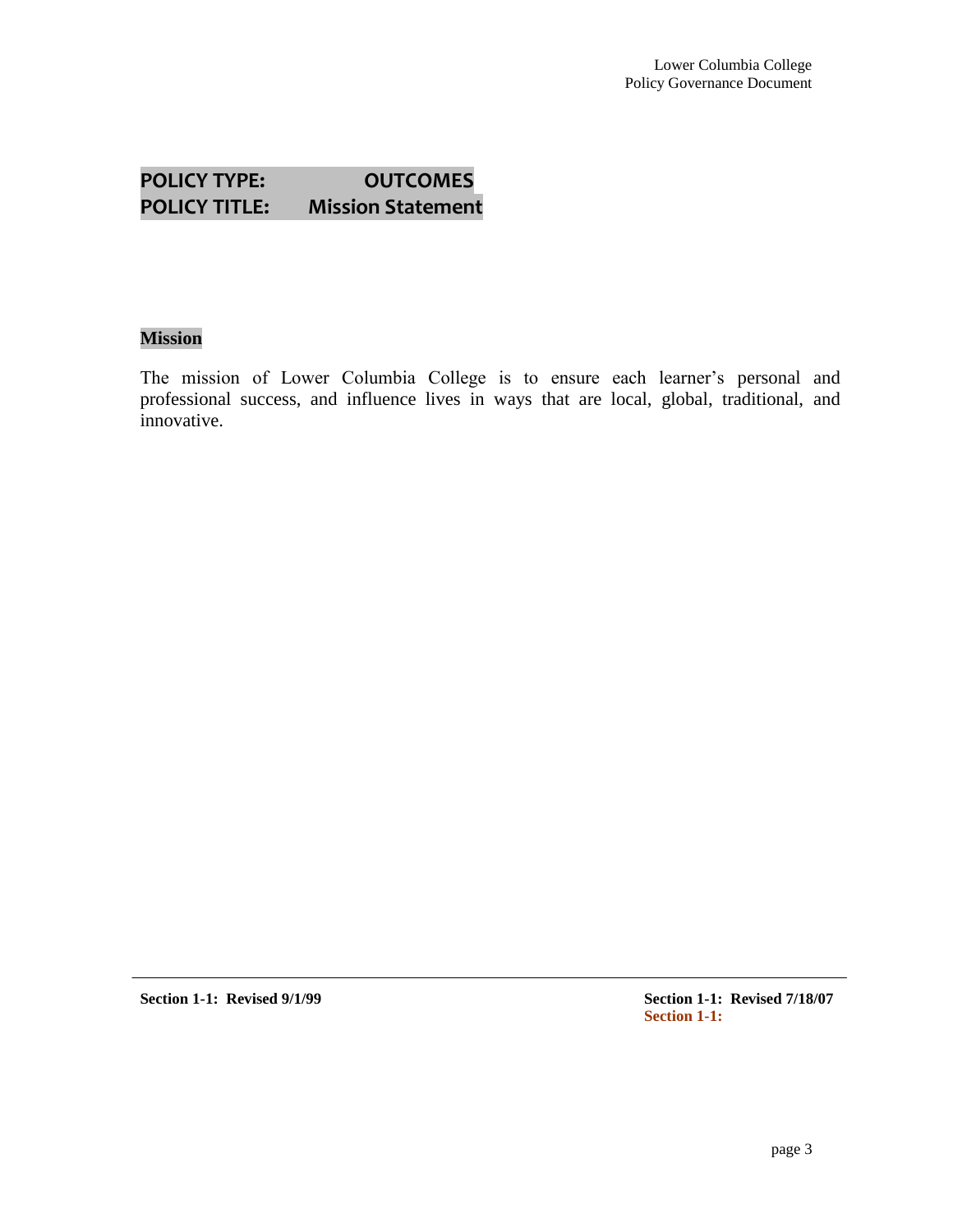**POLICY TYPE: OUTCOMES**
**POLICY TITLE: Mission Statement**

## Mission

The mission of Lower Columbia College is to ensure each learner's personal and professional success, and influence lives in ways that are local, global, traditional, and innovative.

---

**Section 1-1: Revised 9/1/99**

**Section 1-1: Revised 7/18/07**
**Section 1-1:**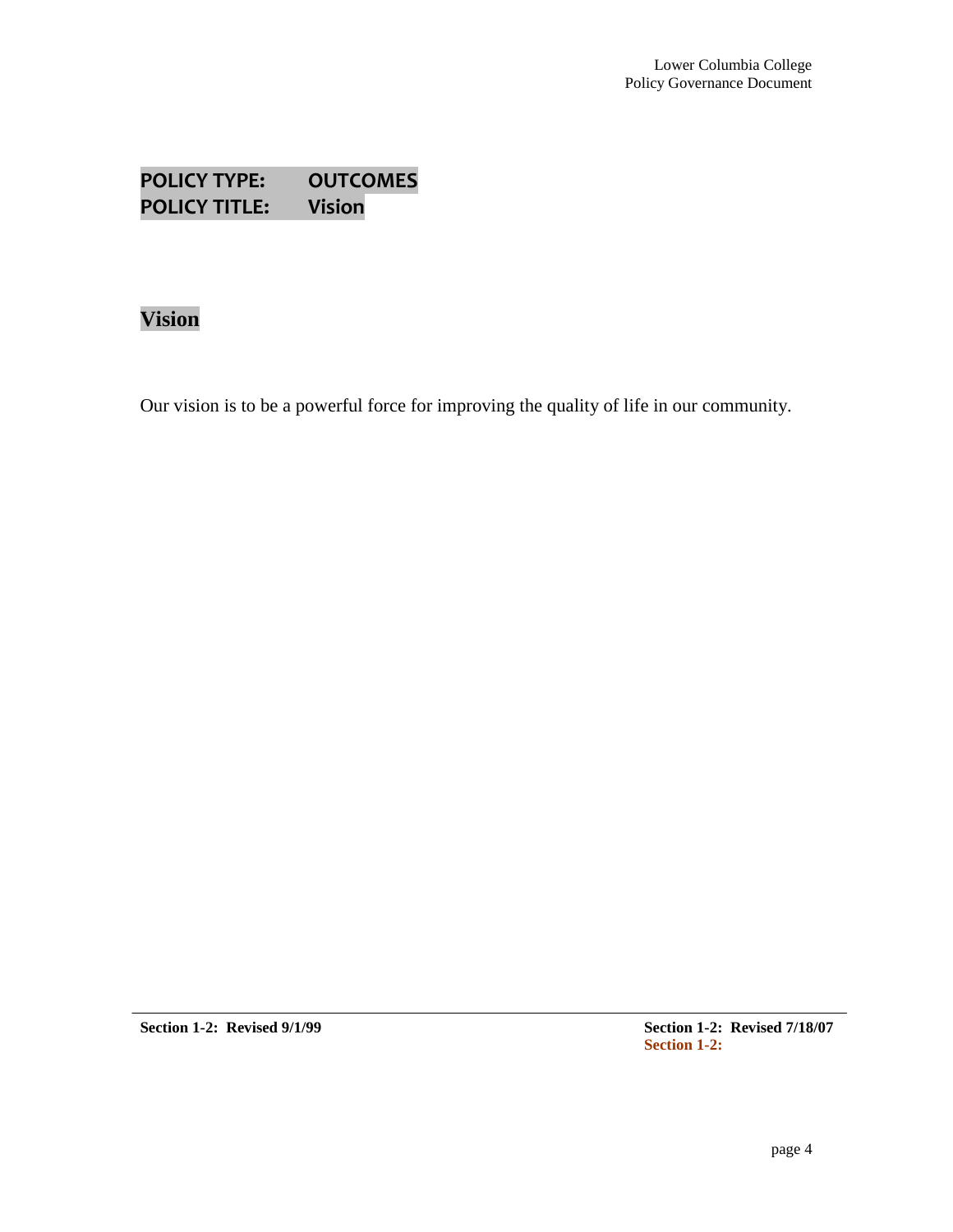**POLICY TYPE: OUTCOMES**
**POLICY TITLE: Vision**

## Vision

Our vision is to be a powerful force for improving the quality of life in our community.

**Section 1-2: Revised 9/1/99** **Section 1-2: Revised 7/18/07**
**Section 1-2:**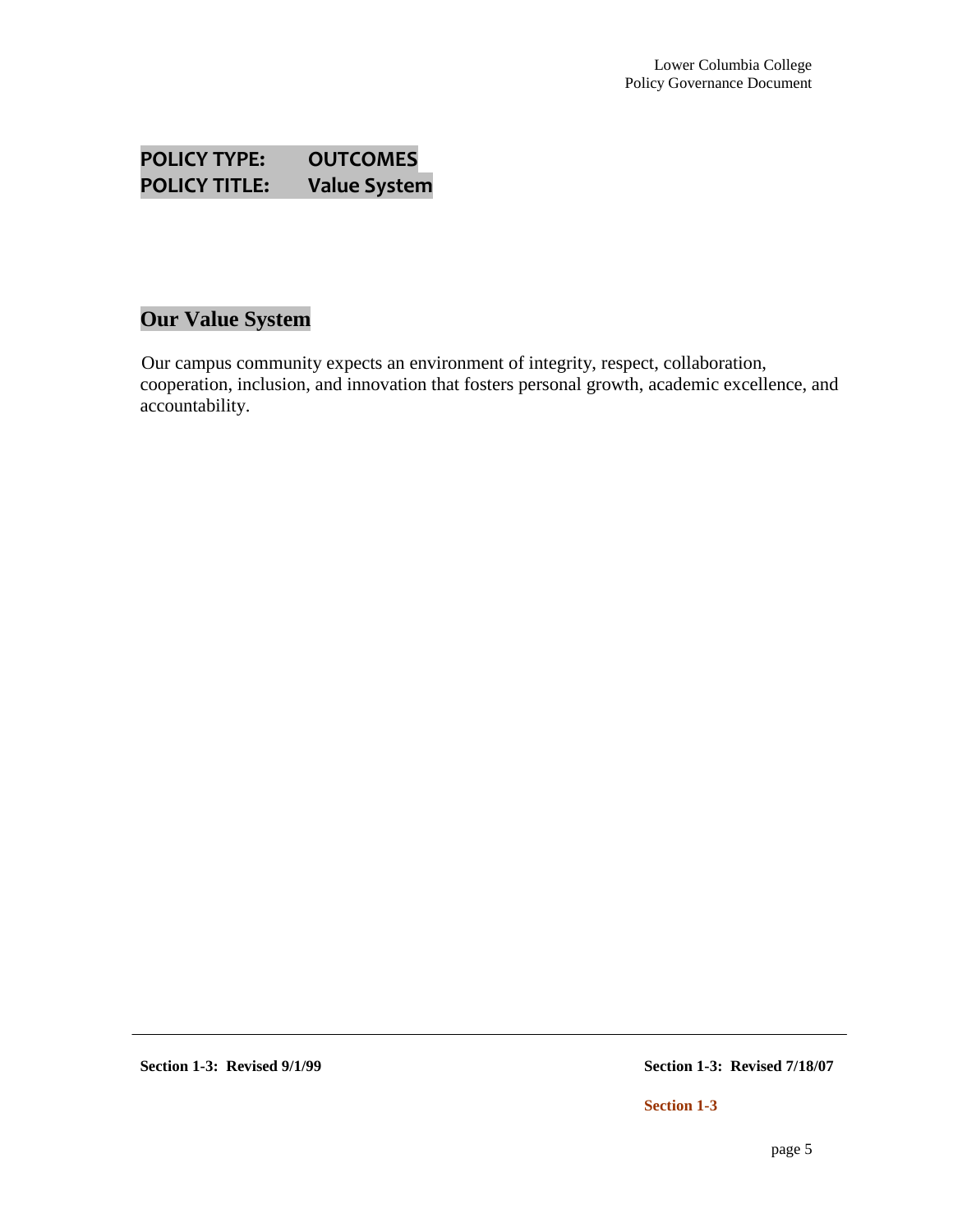**POLICY TYPE: OUTCOMES**
**POLICY TITLE: Value System**

## Our Value System

Our campus community expects an environment of integrity, respect, collaboration, cooperation, inclusion, and innovation that fosters personal growth, academic excellence, and accountability.

---

**Section 1-3: Revised 9/1/99** **Section 1-3: Revised 7/18/07**

**Section 1-3**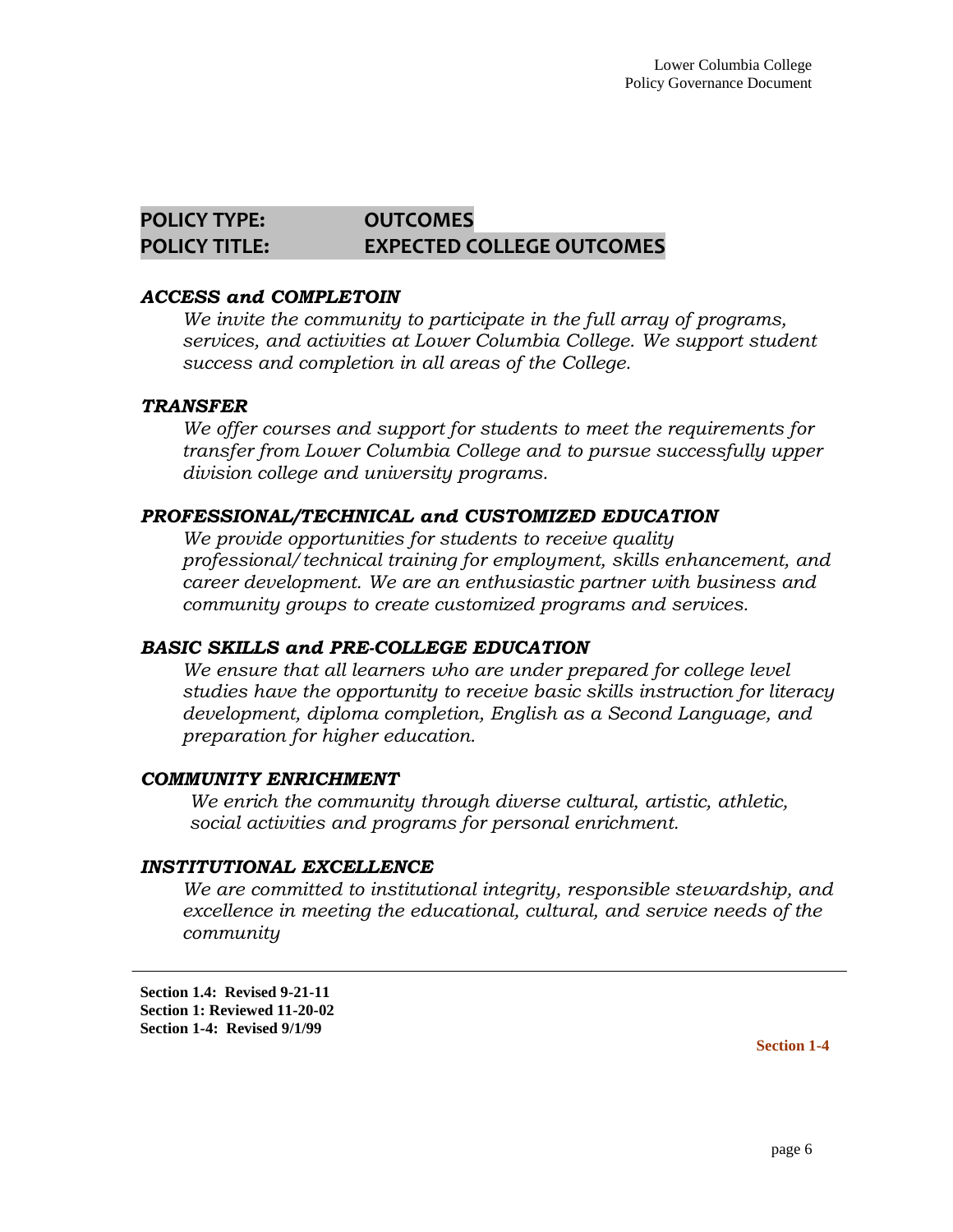**POLICY TYPE: OUTCOMES**
**POLICY TITLE: EXPECTED COLLEGE OUTCOMES**

***ACCESS and COMPLETOIN***

*We invite the community to participate in the full array of programs, services, and activities at Lower Columbia College. We support student success and completion in all areas of the College.*

***TRANSFER***

*We offer courses and support for students to meet the requirements for transfer from Lower Columbia College and to pursue successfully upper division college and university programs.*

***PROFESSIONAL/TECHNICAL and CUSTOMIZED EDUCATION***

*We provide opportunities for students to receive quality professional/ technical training for employment, skills enhancement, and career development. We are an enthusiastic partner with business and community groups to create customized programs and services.*

***BASIC SKILLS and PRE-COLLEGE EDUCATION***

*We ensure that all learners who are under prepared for college level studies have the opportunity to receive basic skills instruction for literacy development, diploma completion, English as a Second Language, and preparation for higher education.*

***COMMUNITY ENRICHMENT***

*We enrich the community through diverse cultural, artistic, athletic, social activities and programs for personal enrichment.*

***INSTITUTIONAL EXCELLENCE***

*We are committed to institutional integrity, responsible stewardship, and excellence in meeting the educational, cultural, and service needs of the community*

---

**Section 1.4: Revised 9-21-11**
**Section 1: Reviewed 11-20-02**
**Section 1-4: Revised 9/1/99**

**Section 1-4**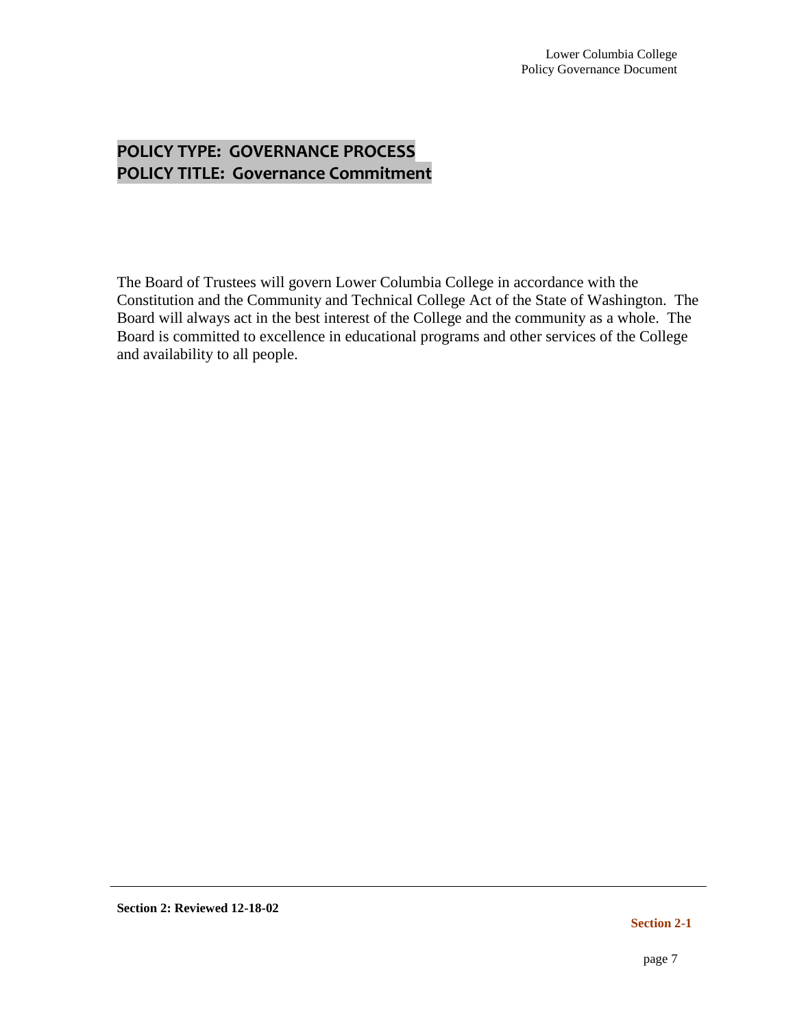## POLICY TYPE: GOVERNANCE PROCESS
## POLICY TITLE: Governance Commitment

The Board of Trustees will govern Lower Columbia College in accordance with the Constitution and the Community and Technical College Act of the State of Washington. The Board will always act in the best interest of the College and the community as a whole. The Board is committed to excellence in educational programs and other services of the College and availability to all people.

**Section 2: Reviewed 12-18-02**

**Section 2-1**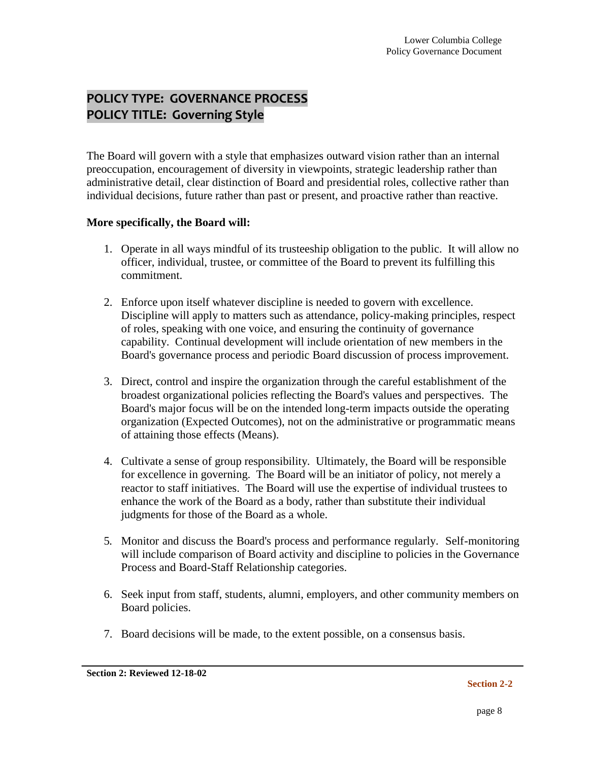## POLICY TYPE: GOVERNANCE PROCESS
## POLICY TITLE: Governing Style

The Board will govern with a style that emphasizes outward vision rather than an internal preoccupation, encouragement of diversity in viewpoints, strategic leadership rather than administrative detail, clear distinction of Board and presidential roles, collective rather than individual decisions, future rather than past or present, and proactive rather than reactive.

**More specifically, the Board will:**

1. Operate in all ways mindful of its trusteeship obligation to the public. It will allow no officer, individual, trustee, or committee of the Board to prevent its fulfilling this commitment.

2. Enforce upon itself whatever discipline is needed to govern with excellence. Discipline will apply to matters such as attendance, policy-making principles, respect of roles, speaking with one voice, and ensuring the continuity of governance capability. Continual development will include orientation of new members in the Board's governance process and periodic Board discussion of process improvement.

3. Direct, control and inspire the organization through the careful establishment of the broadest organizational policies reflecting the Board's values and perspectives. The Board's major focus will be on the intended long-term impacts outside the operating organization (Expected Outcomes), not on the administrative or programmatic means of attaining those effects (Means).

4. Cultivate a sense of group responsibility. Ultimately, the Board will be responsible for excellence in governing. The Board will be an initiator of policy, not merely a reactor to staff initiatives. The Board will use the expertise of individual trustees to enhance the work of the Board as a body, rather than substitute their individual judgments for those of the Board as a whole.

5. Monitor and discuss the Board's process and performance regularly. Self-monitoring will include comparison of Board activity and discipline to policies in the Governance Process and Board-Staff Relationship categories.

6. Seek input from staff, students, alumni, employers, and other community members on Board policies.

7. Board decisions will be made, to the extent possible, on a consensus basis.

**Section 2: Reviewed 12-18-02**

**Section 2-2**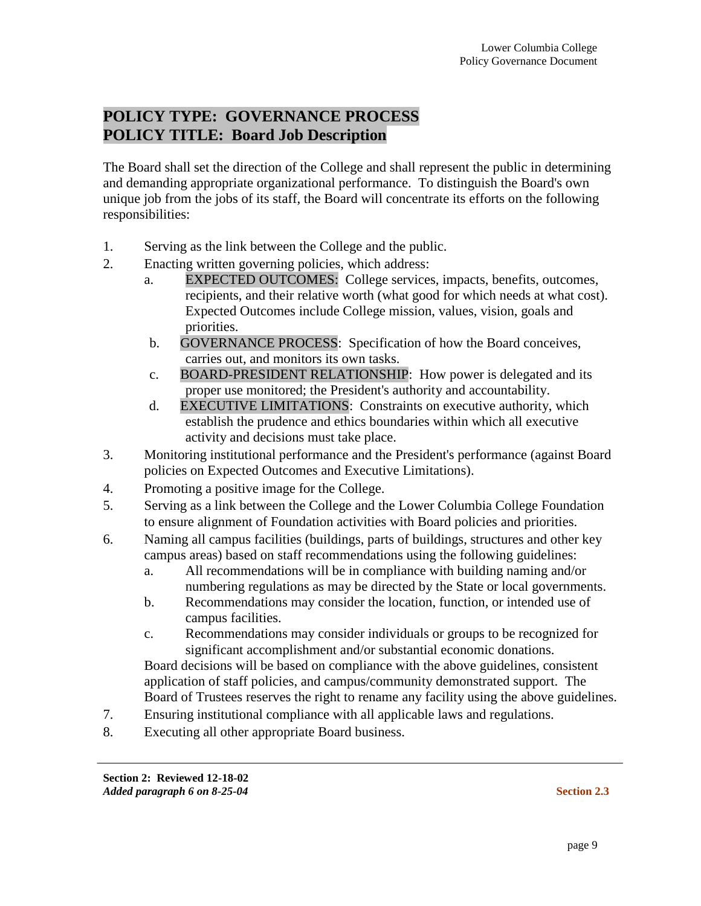## POLICY TYPE: GOVERNANCE PROCESS
## POLICY TITLE: Board Job Description

The Board shall set the direction of the College and shall represent the public in determining and demanding appropriate organizational performance. To distinguish the Board's own unique job from the jobs of its staff, the Board will concentrate its efforts on the following responsibilities:

1. Serving as the link between the College and the public.
2. Enacting written governing policies, which address:
   a. EXPECTED OUTCOMES: College services, impacts, benefits, outcomes, recipients, and their relative worth (what good for which needs at what cost). Expected Outcomes include College mission, values, vision, goals and priorities.
   b. GOVERNANCE PROCESS: Specification of how the Board conceives, carries out, and monitors its own tasks.
   c. BOARD-PRESIDENT RELATIONSHIP: How power is delegated and its proper use monitored; the President's authority and accountability.
   d. EXECUTIVE LIMITATIONS: Constraints on executive authority, which establish the prudence and ethics boundaries within which all executive activity and decisions must take place.
3. Monitoring institutional performance and the President's performance (against Board policies on Expected Outcomes and Executive Limitations).
4. Promoting a positive image for the College.
5. Serving as a link between the College and the Lower Columbia College Foundation to ensure alignment of Foundation activities with Board policies and priorities.
6. Naming all campus facilities (buildings, parts of buildings, structures and other key campus areas) based on staff recommendations using the following guidelines:
   a. All recommendations will be in compliance with building naming and/or numbering regulations as may be directed by the State or local governments.
   b. Recommendations may consider the location, function, or intended use of campus facilities.
   c. Recommendations may consider individuals or groups to be recognized for significant accomplishment and/or substantial economic donations.

   Board decisions will be based on compliance with the above guidelines, consistent application of staff policies, and campus/community demonstrated support. The Board of Trustees reserves the right to rename any facility using the above guidelines.
7. Ensuring institutional compliance with all applicable laws and regulations.
8. Executing all other appropriate Board business.

---

**Section 2: Reviewed 12-18-02**
***Added paragraph 6 on 8-25-04***

**Section 2.3**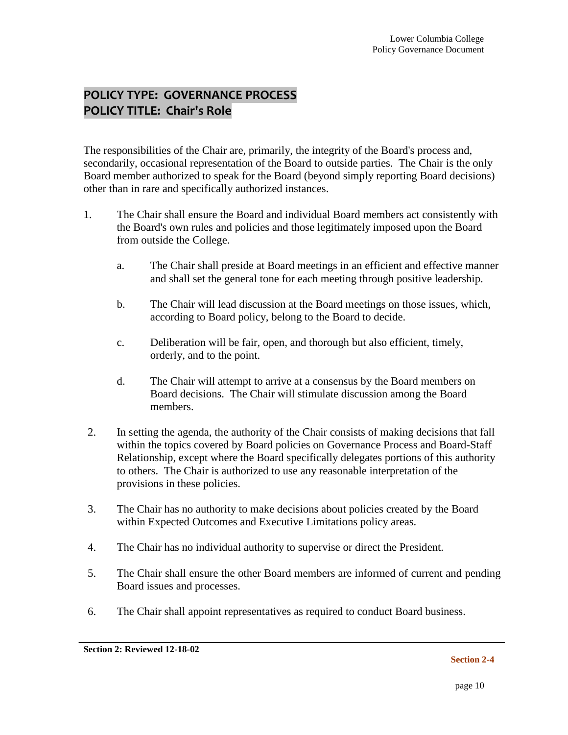## POLICY TYPE: GOVERNANCE PROCESS
## POLICY TITLE: Chair's Role

The responsibilities of the Chair are, primarily, the integrity of the Board's process and, secondarily, occasional representation of the Board to outside parties. The Chair is the only Board member authorized to speak for the Board (beyond simply reporting Board decisions) other than in rare and specifically authorized instances.

1. The Chair shall ensure the Board and individual Board members act consistently with the Board's own rules and policies and those legitimately imposed upon the Board from outside the College.

   a. The Chair shall preside at Board meetings in an efficient and effective manner and shall set the general tone for each meeting through positive leadership.

   b. The Chair will lead discussion at the Board meetings on those issues, which, according to Board policy, belong to the Board to decide.

   c. Deliberation will be fair, open, and thorough but also efficient, timely, orderly, and to the point.

   d. The Chair will attempt to arrive at a consensus by the Board members on Board decisions. The Chair will stimulate discussion among the Board members.

2. In setting the agenda, the authority of the Chair consists of making decisions that fall within the topics covered by Board policies on Governance Process and Board-Staff Relationship, except where the Board specifically delegates portions of this authority to others. The Chair is authorized to use any reasonable interpretation of the provisions in these policies.

3. The Chair has no authority to make decisions about policies created by the Board within Expected Outcomes and Executive Limitations policy areas.

4. The Chair has no individual authority to supervise or direct the President.

5. The Chair shall ensure the other Board members are informed of current and pending Board issues and processes.

6. The Chair shall appoint representatives as required to conduct Board business.

**Section 2: Reviewed 12-18-02**

**Section 2-4**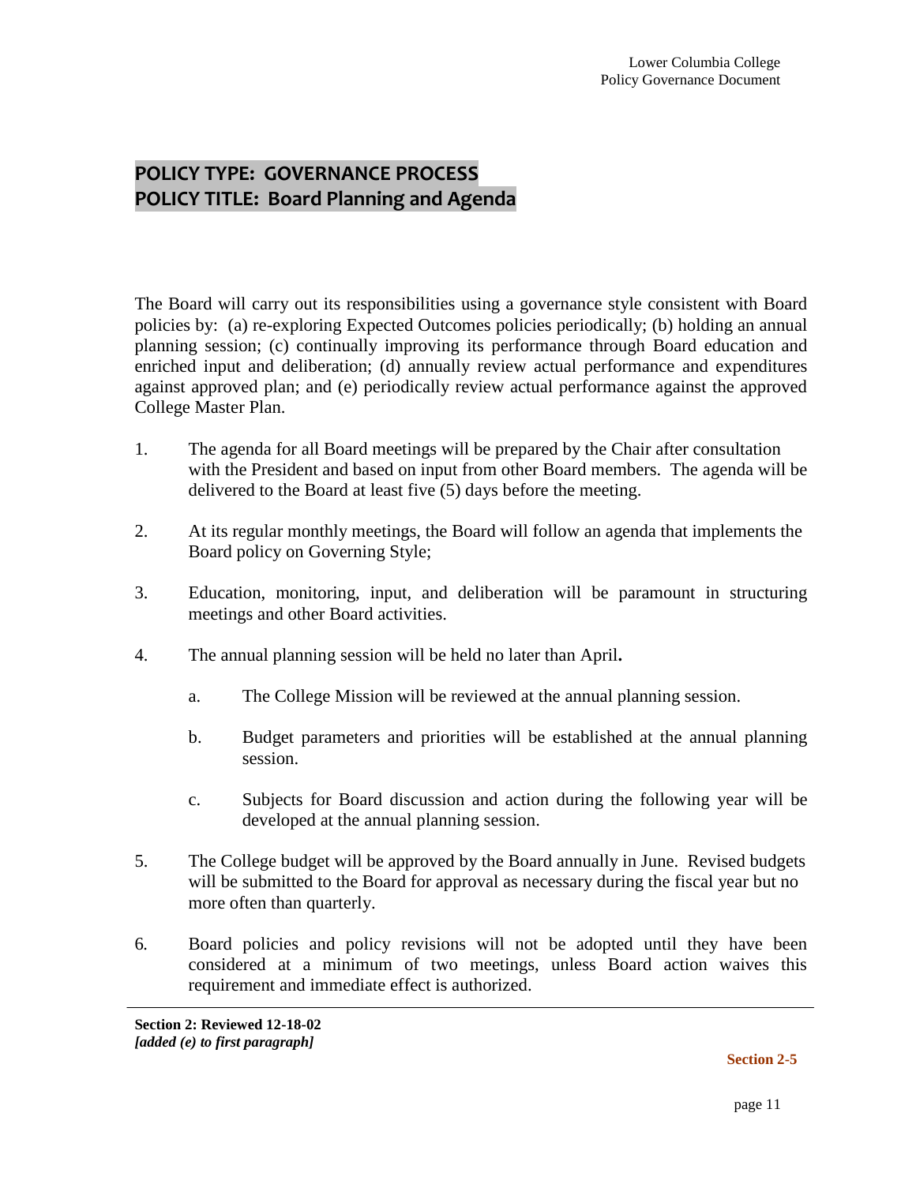## POLICY TYPE: GOVERNANCE PROCESS
## POLICY TITLE: Board Planning and Agenda

The Board will carry out its responsibilities using a governance style consistent with Board policies by: (a) re-exploring Expected Outcomes policies periodically; (b) holding an annual planning session; (c) continually improving its performance through Board education and enriched input and deliberation; (d) annually review actual performance and expenditures against approved plan; and (e) periodically review actual performance against the approved College Master Plan.

1. The agenda for all Board meetings will be prepared by the Chair after consultation with the President and based on input from other Board members. The agenda will be delivered to the Board at least five (5) days before the meeting.

2. At its regular monthly meetings, the Board will follow an agenda that implements the Board policy on Governing Style;

3. Education, monitoring, input, and deliberation will be paramount in structuring meetings and other Board activities.

4. The annual planning session will be held no later than April**.**

   a. The College Mission will be reviewed at the annual planning session.

   b. Budget parameters and priorities will be established at the annual planning session.

   c. Subjects for Board discussion and action during the following year will be developed at the annual planning session.

5. The College budget will be approved by the Board annually in June. Revised budgets will be submitted to the Board for approval as necessary during the fiscal year but no more often than quarterly.

6. Board policies and policy revisions will not be adopted until they have been considered at a minimum of two meetings, unless Board action waives this requirement and immediate effect is authorized.

---

**Section 2: Reviewed 12-18-02**
***[added (e) to first paragraph]***

**Section 2-5**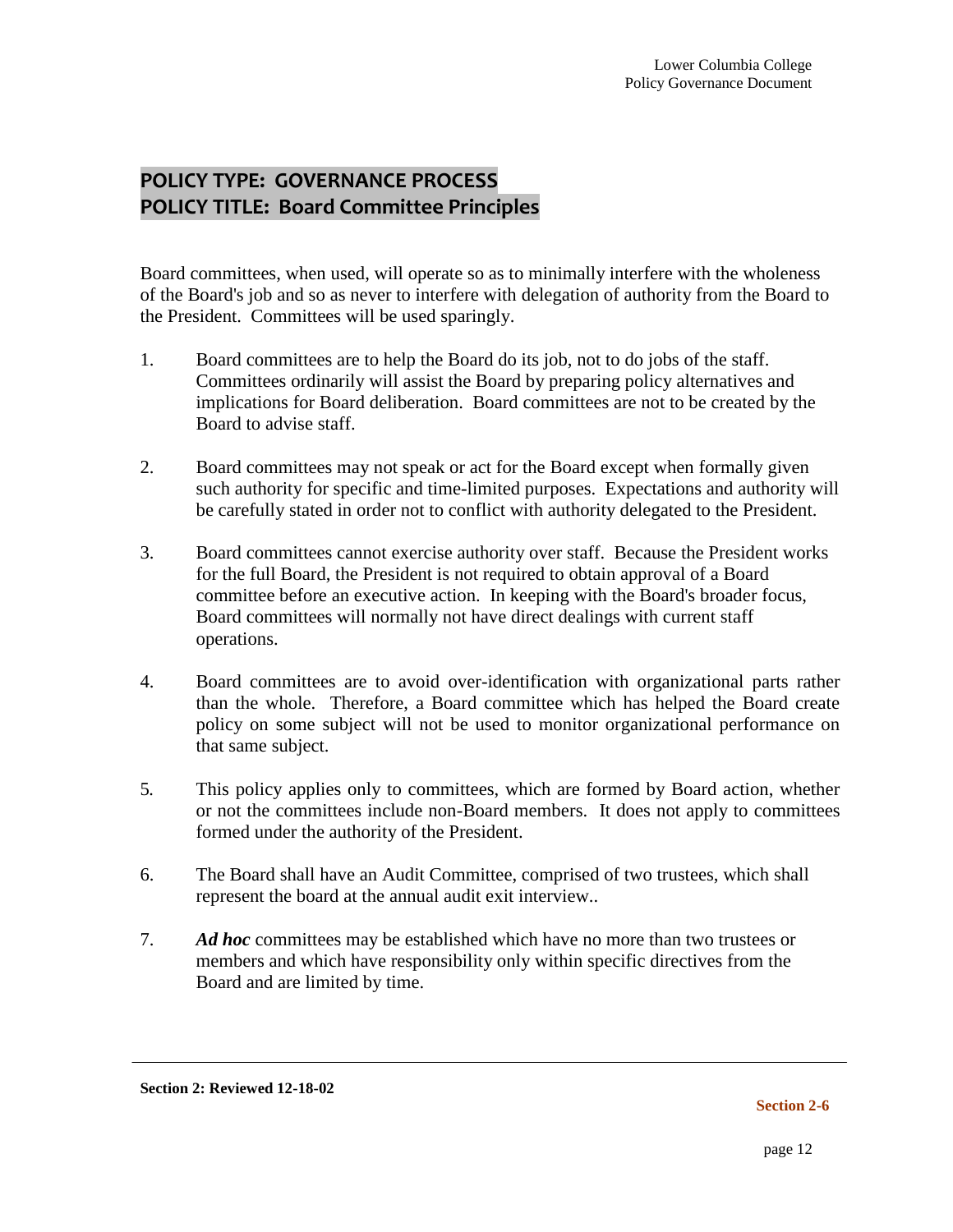## POLICY TYPE: GOVERNANCE PROCESS
## POLICY TITLE: Board Committee Principles

Board committees, when used, will operate so as to minimally interfere with the wholeness of the Board's job and so as never to interfere with delegation of authority from the Board to the President. Committees will be used sparingly.

1. Board committees are to help the Board do its job, not to do jobs of the staff. Committees ordinarily will assist the Board by preparing policy alternatives and implications for Board deliberation. Board committees are not to be created by the Board to advise staff.

2. Board committees may not speak or act for the Board except when formally given such authority for specific and time-limited purposes. Expectations and authority will be carefully stated in order not to conflict with authority delegated to the President.

3. Board committees cannot exercise authority over staff. Because the President works for the full Board, the President is not required to obtain approval of a Board committee before an executive action. In keeping with the Board's broader focus, Board committees will normally not have direct dealings with current staff operations.

4. Board committees are to avoid over-identification with organizational parts rather than the whole. Therefore, a Board committee which has helped the Board create policy on some subject will not be used to monitor organizational performance on that same subject.

5. This policy applies only to committees, which are formed by Board action, whether or not the committees include non-Board members. It does not apply to committees formed under the authority of the President.

6. The Board shall have an Audit Committee, comprised of two trustees, which shall represent the board at the annual audit exit interview..

7. ***Ad hoc*** committees may be established which have no more than two trustees or members and which have responsibility only within specific directives from the Board and are limited by time.

**Section 2: Reviewed 12-18-02**

**Section 2-6**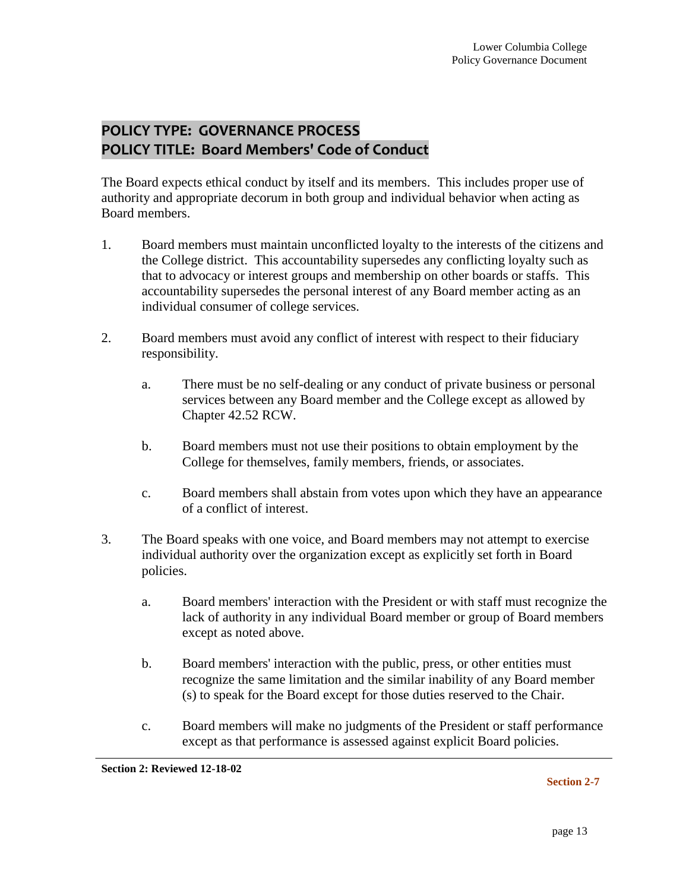## POLICY TYPE: GOVERNANCE PROCESS
## POLICY TITLE: Board Members' Code of Conduct

The Board expects ethical conduct by itself and its members. This includes proper use of authority and appropriate decorum in both group and individual behavior when acting as Board members.

1. Board members must maintain unconflicted loyalty to the interests of the citizens and the College district. This accountability supersedes any conflicting loyalty such as that to advocacy or interest groups and membership on other boards or staffs. This accountability supersedes the personal interest of any Board member acting as an individual consumer of college services.

2. Board members must avoid any conflict of interest with respect to their fiduciary responsibility.

    a. There must be no self-dealing or any conduct of private business or personal services between any Board member and the College except as allowed by Chapter 42.52 RCW.

    b. Board members must not use their positions to obtain employment by the College for themselves, family members, friends, or associates.

    c. Board members shall abstain from votes upon which they have an appearance of a conflict of interest.

3. The Board speaks with one voice, and Board members may not attempt to exercise individual authority over the organization except as explicitly set forth in Board policies.

    a. Board members' interaction with the President or with staff must recognize the lack of authority in any individual Board member or group of Board members except as noted above.

    b. Board members' interaction with the public, press, or other entities must recognize the same limitation and the similar inability of any Board member (s) to speak for the Board except for those duties reserved to the Chair.

    c. Board members will make no judgments of the President or staff performance except as that performance is assessed against explicit Board policies.

**Section 2: Reviewed 12-18-02**

**Section 2-7**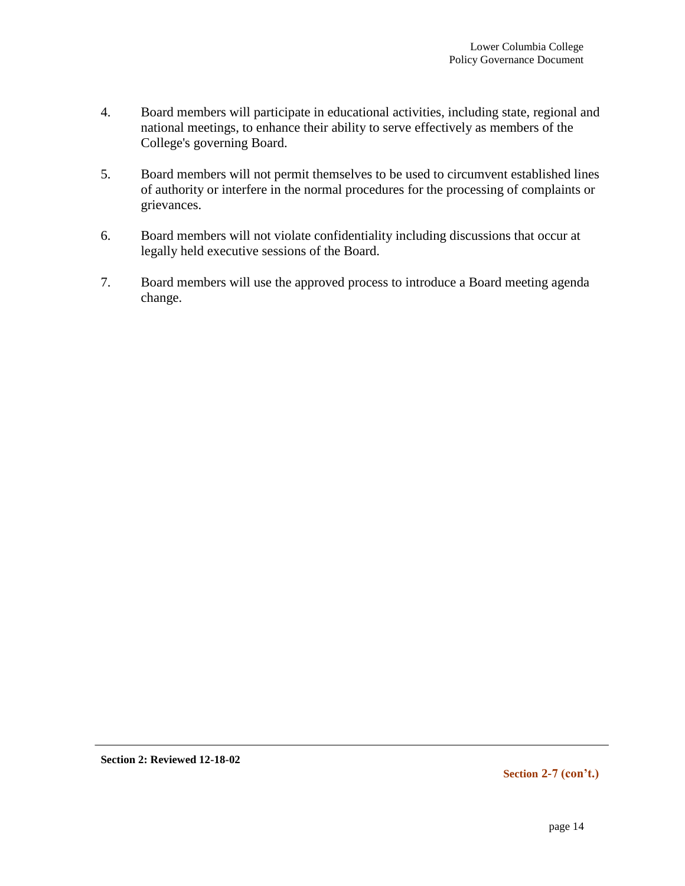4. Board members will participate in educational activities, including state, regional and national meetings, to enhance their ability to serve effectively as members of the College's governing Board.

5. Board members will not permit themselves to be used to circumvent established lines of authority or interfere in the normal procedures for the processing of complaints or grievances.

6. Board members will not violate confidentiality including discussions that occur at legally held executive sessions of the Board.

7. Board members will use the approved process to introduce a Board meeting agenda change.

**Section 2: Reviewed 12-18-02**

**Section 2-7 (con't.)**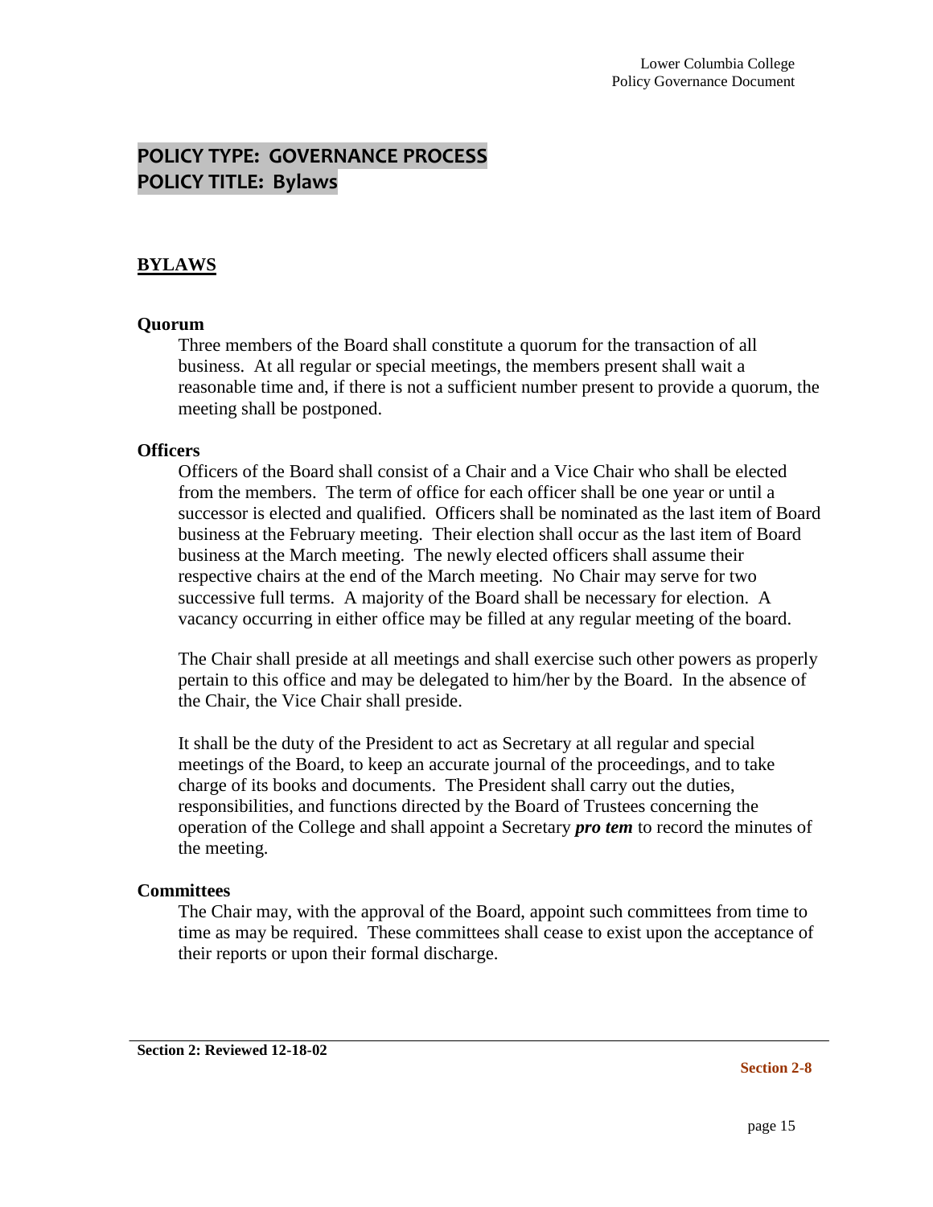## POLICY TYPE: GOVERNANCE PROCESS
## POLICY TITLE: Bylaws

### BYLAWS

**Quorum**

Three members of the Board shall constitute a quorum for the transaction of all business. At all regular or special meetings, the members present shall wait a reasonable time and, if there is not a sufficient number present to provide a quorum, the meeting shall be postponed.

**Officers**

Officers of the Board shall consist of a Chair and a Vice Chair who shall be elected from the members. The term of office for each officer shall be one year or until a successor is elected and qualified. Officers shall be nominated as the last item of Board business at the February meeting. Their election shall occur as the last item of Board business at the March meeting. The newly elected officers shall assume their respective chairs at the end of the March meeting. No Chair may serve for two successive full terms. A majority of the Board shall be necessary for election. A vacancy occurring in either office may be filled at any regular meeting of the board.

The Chair shall preside at all meetings and shall exercise such other powers as properly pertain to this office and may be delegated to him/her by the Board. In the absence of the Chair, the Vice Chair shall preside.

It shall be the duty of the President to act as Secretary at all regular and special meetings of the Board, to keep an accurate journal of the proceedings, and to take charge of its books and documents. The President shall carry out the duties, responsibilities, and functions directed by the Board of Trustees concerning the operation of the College and shall appoint a Secretary ***pro tem*** to record the minutes of the meeting.

**Committees**

The Chair may, with the approval of the Board, appoint such committees from time to time as may be required. These committees shall cease to exist upon the acceptance of their reports or upon their formal discharge.

**Section 2: Reviewed 12-18-02**

**Section 2-8**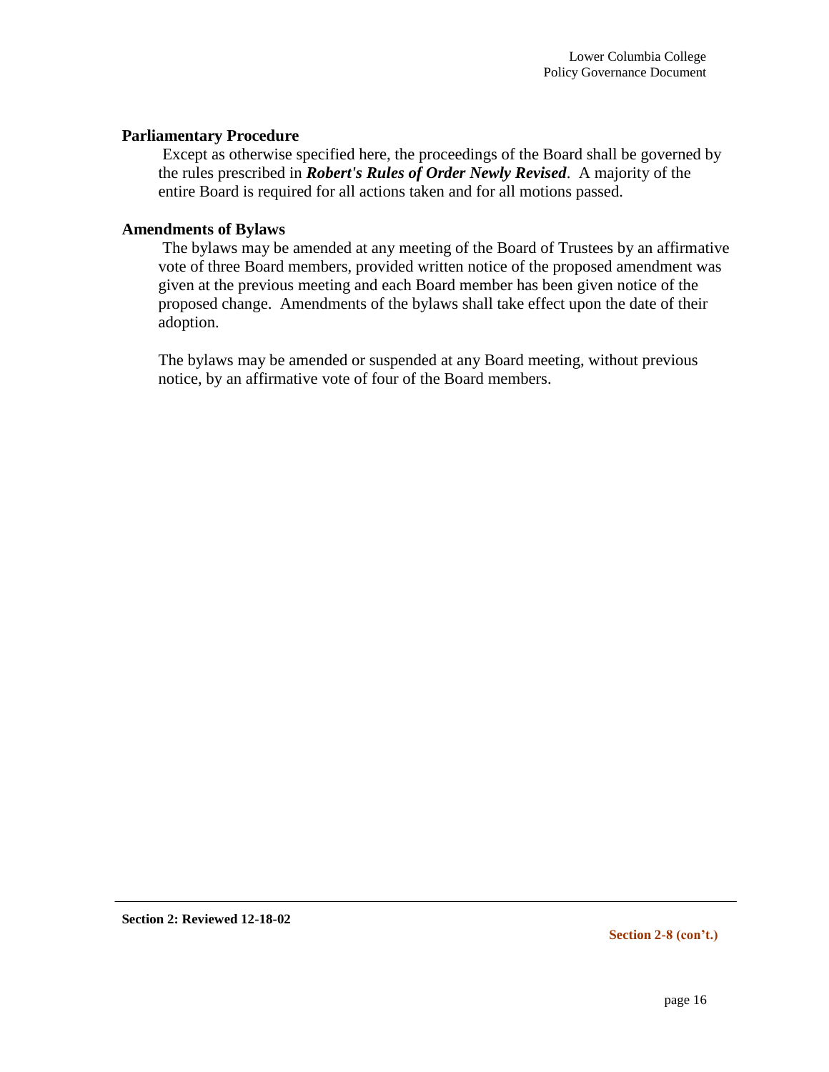## Parliamentary Procedure

Except as otherwise specified here, the proceedings of the Board shall be governed by the rules prescribed in ***Robert's Rules of Order Newly Revised***. A majority of the entire Board is required for all actions taken and for all motions passed.

## Amendments of Bylaws

The bylaws may be amended at any meeting of the Board of Trustees by an affirmative vote of three Board members, provided written notice of the proposed amendment was given at the previous meeting and each Board member has been given notice of the proposed change. Amendments of the bylaws shall take effect upon the date of their adoption.

The bylaws may be amended or suspended at any Board meeting, without previous notice, by an affirmative vote of four of the Board members.

**Section 2: Reviewed 12-18-02**

**Section 2-8 (con't.)**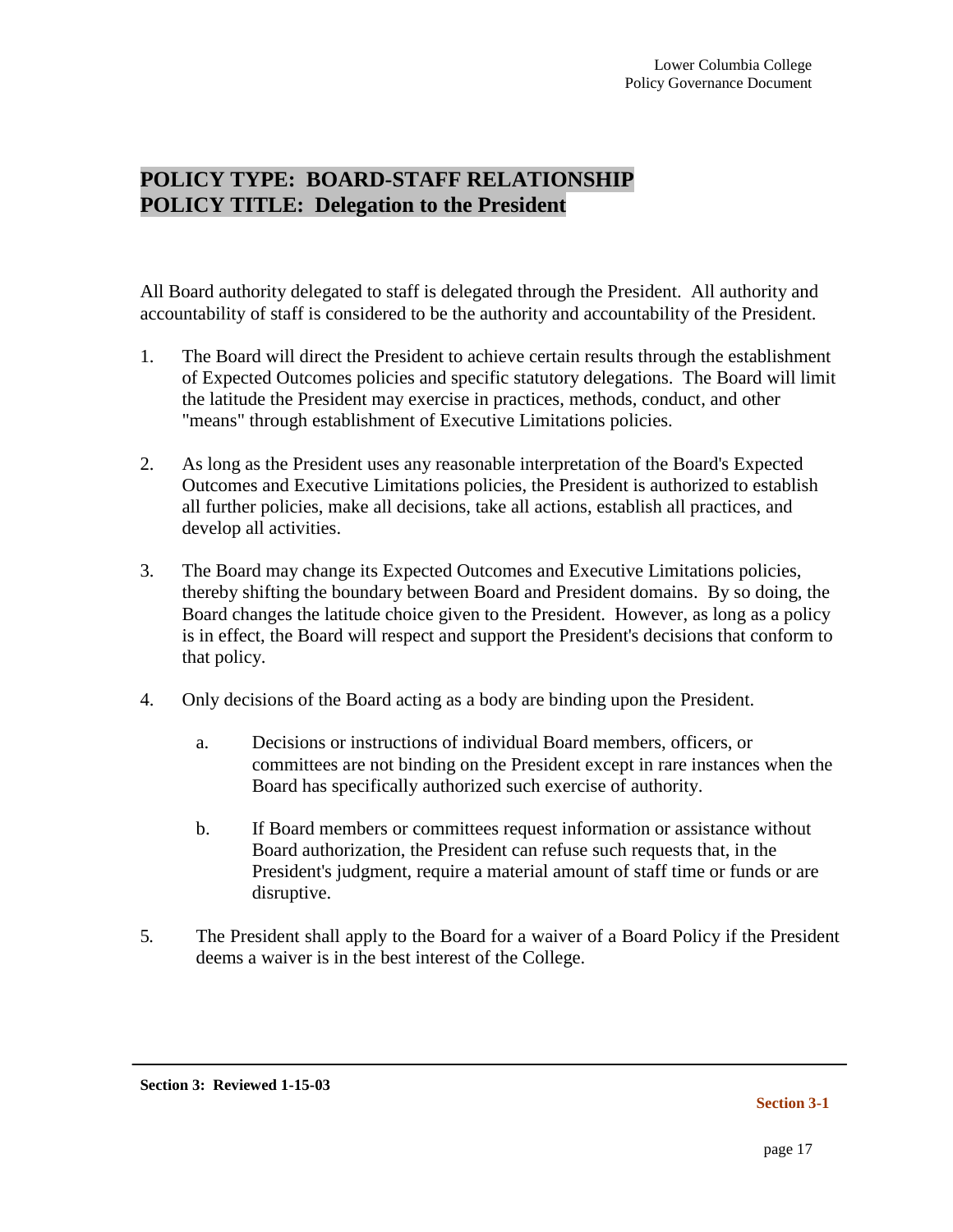## POLICY TYPE: BOARD-STAFF RELATIONSHIP
## POLICY TITLE: Delegation to the President

All Board authority delegated to staff is delegated through the President. All authority and accountability of staff is considered to be the authority and accountability of the President.

1. The Board will direct the President to achieve certain results through the establishment of Expected Outcomes policies and specific statutory delegations. The Board will limit the latitude the President may exercise in practices, methods, conduct, and other "means" through establishment of Executive Limitations policies.

2. As long as the President uses any reasonable interpretation of the Board's Expected Outcomes and Executive Limitations policies, the President is authorized to establish all further policies, make all decisions, take all actions, establish all practices, and develop all activities.

3. The Board may change its Expected Outcomes and Executive Limitations policies, thereby shifting the boundary between Board and President domains. By so doing, the Board changes the latitude choice given to the President. However, as long as a policy is in effect, the Board will respect and support the President's decisions that conform to that policy.

4. Only decisions of the Board acting as a body are binding upon the President.

    a. Decisions or instructions of individual Board members, officers, or committees are not binding on the President except in rare instances when the Board has specifically authorized such exercise of authority.

    b. If Board members or committees request information or assistance without Board authorization, the President can refuse such requests that, in the President's judgment, require a material amount of staff time or funds or are disruptive.

5. The President shall apply to the Board for a waiver of a Board Policy if the President deems a waiver is in the best interest of the College.

**Section 3: Reviewed 1-15-03**

**Section 3-1**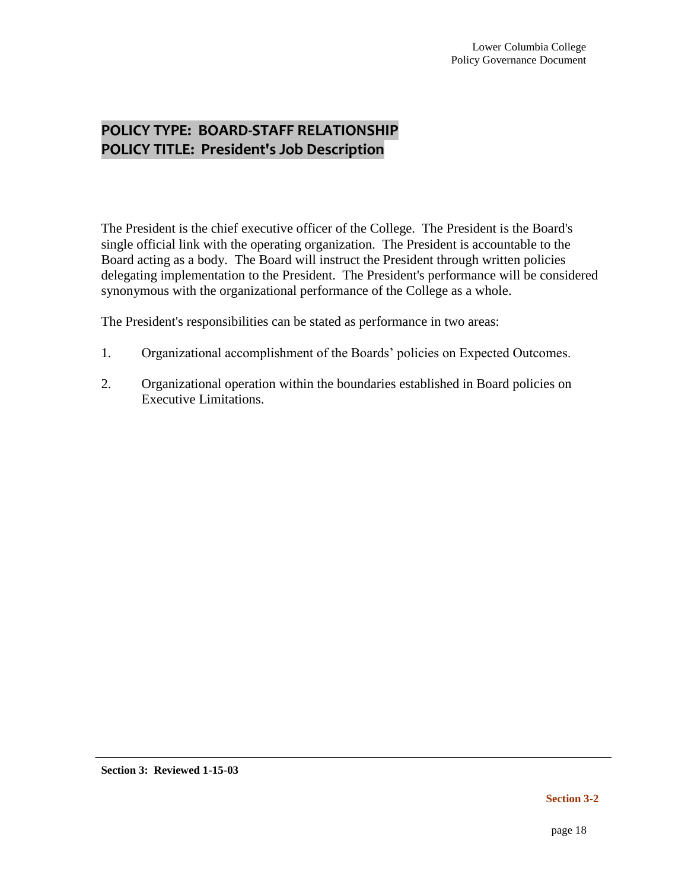## POLICY TYPE: BOARD-STAFF RELATIONSHIP
## POLICY TITLE: President's Job Description

The President is the chief executive officer of the College. The President is the Board's single official link with the operating organization. The President is accountable to the Board acting as a body. The Board will instruct the President through written policies delegating implementation to the President. The President's performance will be considered synonymous with the organizational performance of the College as a whole.

The President's responsibilities can be stated as performance in two areas:

1. Organizational accomplishment of the Boards' policies on Expected Outcomes.

2. Organizational operation within the boundaries established in Board policies on Executive Limitations.

**Section 3: Reviewed 1-15-03**

**Section 3-2**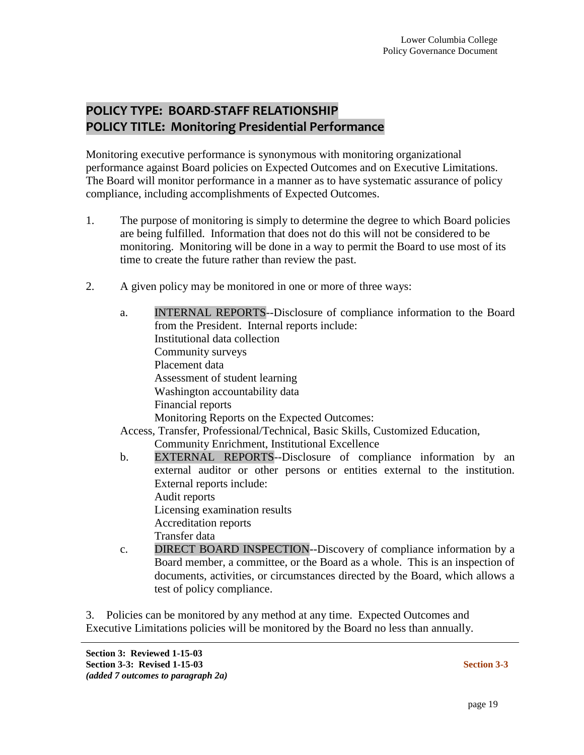## POLICY TYPE: BOARD-STAFF RELATIONSHIP
## POLICY TITLE: Monitoring Presidential Performance

Monitoring executive performance is synonymous with monitoring organizational performance against Board policies on Expected Outcomes and on Executive Limitations. The Board will monitor performance in a manner as to have systematic assurance of policy compliance, including accomplishments of Expected Outcomes.

1. The purpose of monitoring is simply to determine the degree to which Board policies are being fulfilled. Information that does not do this will not be considered to be monitoring. Monitoring will be done in a way to permit the Board to use most of its time to create the future rather than review the past.

2. A given policy may be monitored in one or more of three ways:

   a. INTERNAL REPORTS--Disclosure of compliance information to the Board from the President. Internal reports include:
      Institutional data collection
      Community surveys
      Placement data
      Assessment of student learning
      Washington accountability data
      Financial reports
      Monitoring Reports on the Expected Outcomes:
   Access, Transfer, Professional/Technical, Basic Skills, Customized Education, Community Enrichment, Institutional Excellence

   b. EXTERNAL REPORTS--Disclosure of compliance information by an external auditor or other persons or entities external to the institution. External reports include:
      Audit reports
      Licensing examination results
      Accreditation reports
      Transfer data

   c. DIRECT BOARD INSPECTION--Discovery of compliance information by a Board member, a committee, or the Board as a whole. This is an inspection of documents, activities, or circumstances directed by the Board, which allows a test of policy compliance.

3. Policies can be monitored by any method at any time. Expected Outcomes and Executive Limitations policies will be monitored by the Board no less than annually.

---

**Section 3: Reviewed 1-15-03**
**Section 3-3: Revised 1-15-03**
***(added 7 outcomes to paragraph 2a)***

**Section 3-3**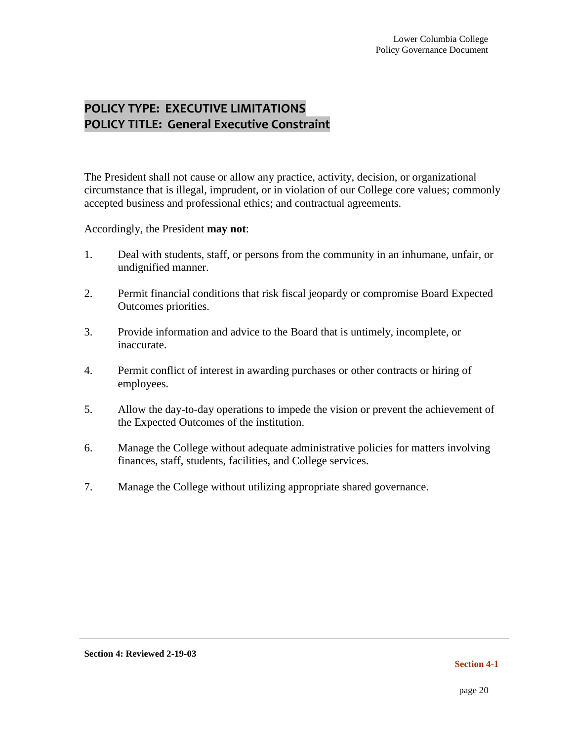## POLICY TYPE: EXECUTIVE LIMITATIONS
## POLICY TITLE: General Executive Constraint

The President shall not cause or allow any practice, activity, decision, or organizational circumstance that is illegal, imprudent, or in violation of our College core values; commonly accepted business and professional ethics; and contractual agreements.

Accordingly, the President **may not**:

1. Deal with students, staff, or persons from the community in an inhumane, unfair, or undignified manner.
2. Permit financial conditions that risk fiscal jeopardy or compromise Board Expected Outcomes priorities.
3. Provide information and advice to the Board that is untimely, incomplete, or inaccurate.
4. Permit conflict of interest in awarding purchases or other contracts or hiring of employees.
5. Allow the day-to-day operations to impede the vision or prevent the achievement of the Expected Outcomes of the institution.
6. Manage the College without adequate administrative policies for matters involving finances, staff, students, facilities, and College services.
7. Manage the College without utilizing appropriate shared governance.

**Section 4: Reviewed 2-19-03**

**Section 4-1**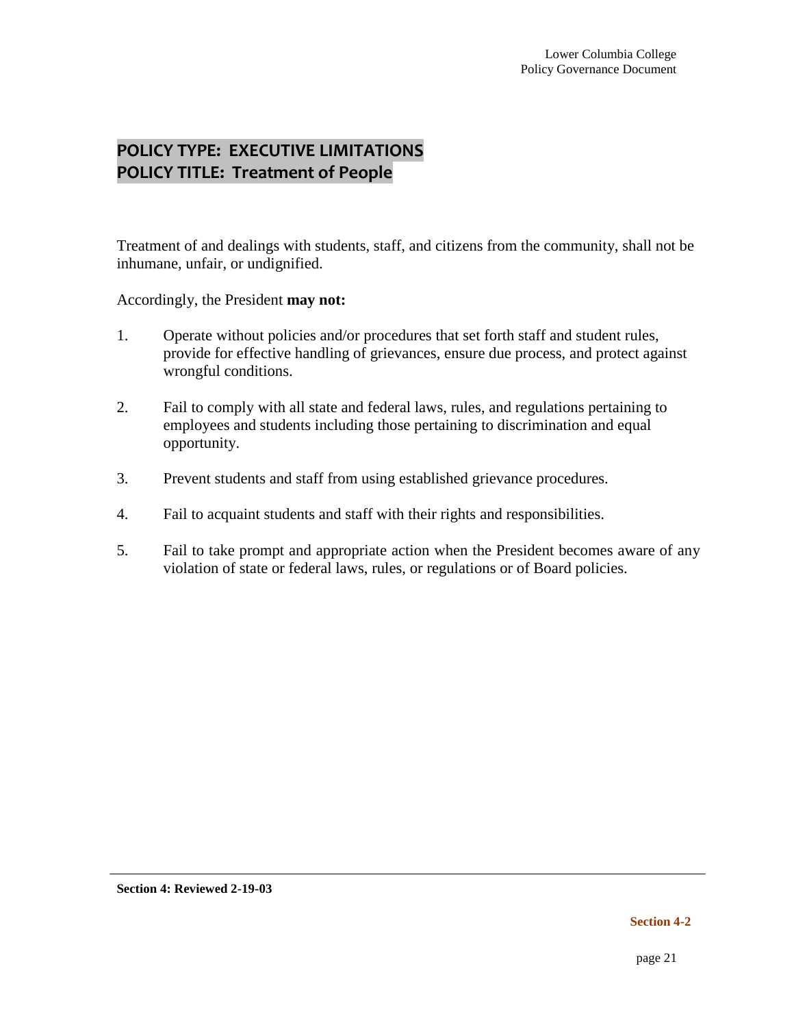## POLICY TYPE: EXECUTIVE LIMITATIONS
## POLICY TITLE: Treatment of People

Treatment of and dealings with students, staff, and citizens from the community, shall not be inhumane, unfair, or undignified.

Accordingly, the President **may not:**

1. Operate without policies and/or procedures that set forth staff and student rules, provide for effective handling of grievances, ensure due process, and protect against wrongful conditions.

2. Fail to comply with all state and federal laws, rules, and regulations pertaining to employees and students including those pertaining to discrimination and equal opportunity.

3. Prevent students and staff from using established grievance procedures.

4. Fail to acquaint students and staff with their rights and responsibilities.

5. Fail to take prompt and appropriate action when the President becomes aware of any violation of state or federal laws, rules, or regulations or of Board policies.

**Section 4: Reviewed 2-19-03**

**Section 4-2**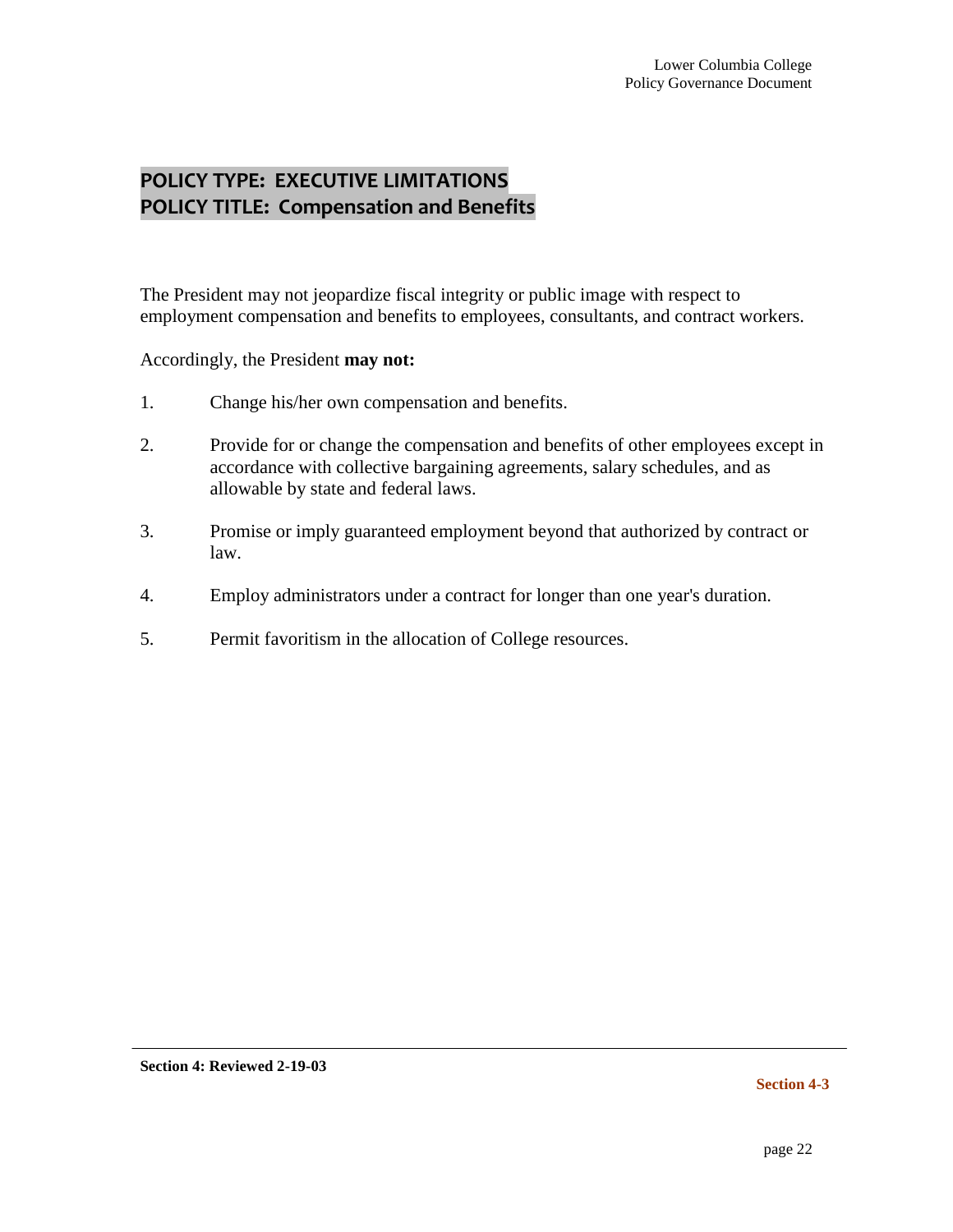## POLICY TYPE: EXECUTIVE LIMITATIONS
## POLICY TITLE: Compensation and Benefits

The President may not jeopardize fiscal integrity or public image with respect to employment compensation and benefits to employees, consultants, and contract workers.

Accordingly, the President **may not:**

1. Change his/her own compensation and benefits.
2. Provide for or change the compensation and benefits of other employees except in accordance with collective bargaining agreements, salary schedules, and as allowable by state and federal laws.
3. Promise or imply guaranteed employment beyond that authorized by contract or law.
4. Employ administrators under a contract for longer than one year's duration.
5. Permit favoritism in the allocation of College resources.

**Section 4: Reviewed 2-19-03**

**Section 4-3**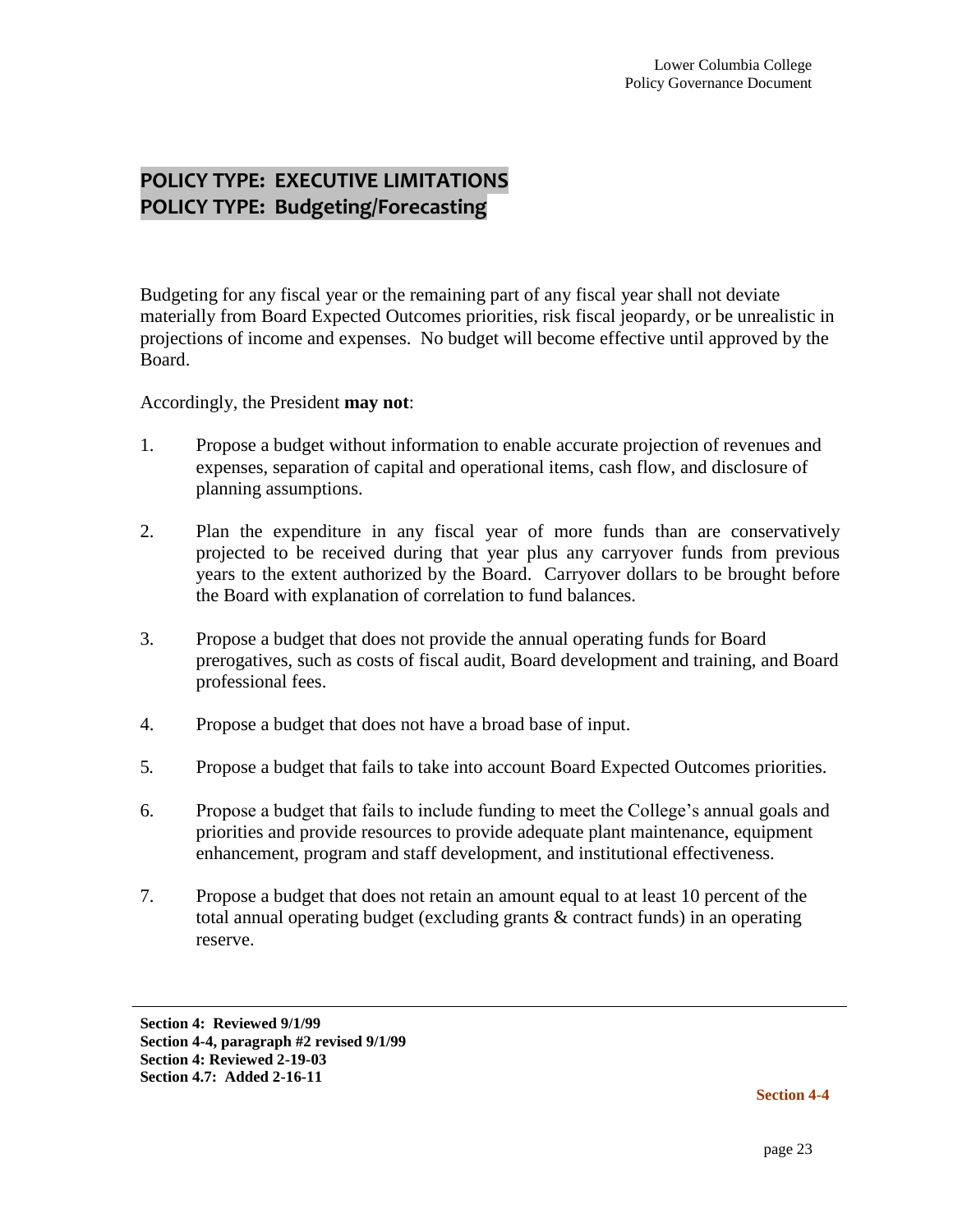## POLICY TYPE: EXECUTIVE LIMITATIONS
## POLICY TYPE: Budgeting/Forecasting

Budgeting for any fiscal year or the remaining part of any fiscal year shall not deviate materially from Board Expected Outcomes priorities, risk fiscal jeopardy, or be unrealistic in projections of income and expenses. No budget will become effective until approved by the Board.

Accordingly, the President **may not**:

1. Propose a budget without information to enable accurate projection of revenues and expenses, separation of capital and operational items, cash flow, and disclosure of planning assumptions.

2. Plan the expenditure in any fiscal year of more funds than are conservatively projected to be received during that year plus any carryover funds from previous years to the extent authorized by the Board. Carryover dollars to be brought before the Board with explanation of correlation to fund balances.

3. Propose a budget that does not provide the annual operating funds for Board prerogatives, such as costs of fiscal audit, Board development and training, and Board professional fees.

4. Propose a budget that does not have a broad base of input.

5. Propose a budget that fails to take into account Board Expected Outcomes priorities.

6. Propose a budget that fails to include funding to meet the College's annual goals and priorities and provide resources to provide adequate plant maintenance, equipment enhancement, program and staff development, and institutional effectiveness.

7. Propose a budget that does not retain an amount equal to at least 10 percent of the total annual operating budget (excluding grants & contract funds) in an operating reserve.

---

**Section 4: Reviewed 9/1/99**
**Section 4-4, paragraph #2 revised 9/1/99**
**Section 4: Reviewed 2-19-03**
**Section 4.7: Added 2-16-11**

**Section 4-4**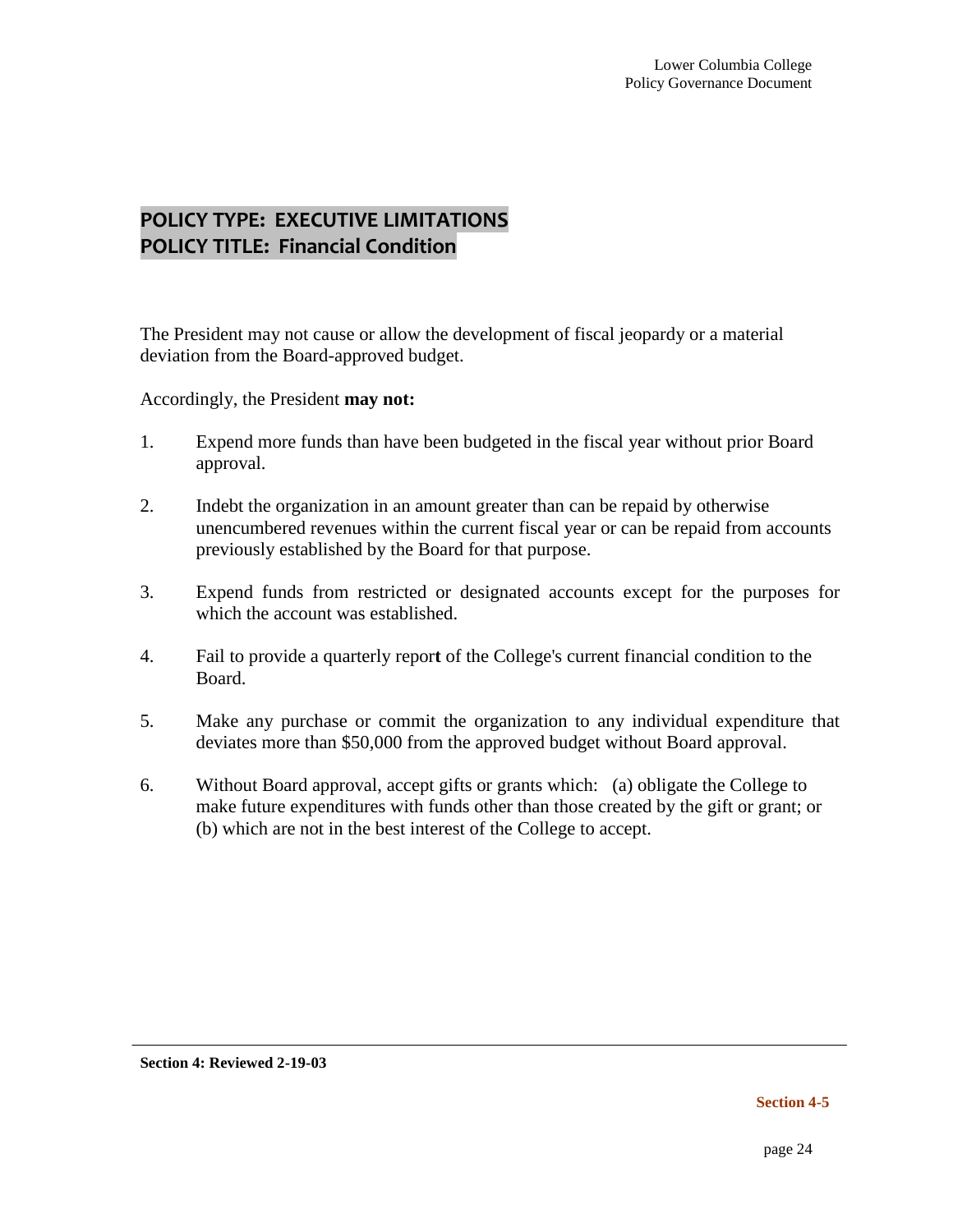## POLICY TYPE: EXECUTIVE LIMITATIONS
## POLICY TITLE: Financial Condition

The President may not cause or allow the development of fiscal jeopardy or a material deviation from the Board-approved budget.

Accordingly, the President **may not:**

1. Expend more funds than have been budgeted in the fiscal year without prior Board approval.

2. Indebt the organization in an amount greater than can be repaid by otherwise unencumbered revenues within the current fiscal year or can be repaid from accounts previously established by the Board for that purpose.

3. Expend funds from restricted or designated accounts except for the purposes for which the account was established.

4. Fail to provide a quarterly report of the College's current financial condition to the Board.

5. Make any purchase or commit the organization to any individual expenditure that deviates more than $50,000 from the approved budget without Board approval.

6. Without Board approval, accept gifts or grants which: (a) obligate the College to make future expenditures with funds other than those created by the gift or grant; or (b) which are not in the best interest of the College to accept.

**Section 4: Reviewed 2-19-03**

**Section 4-5**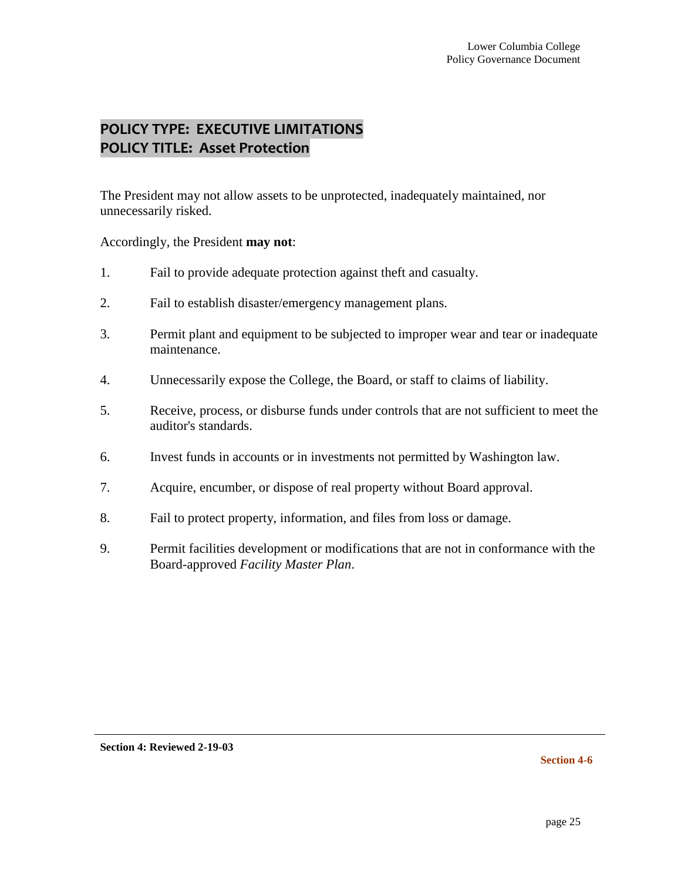## POLICY TYPE: EXECUTIVE LIMITATIONS
## POLICY TITLE: Asset Protection

The President may not allow assets to be unprotected, inadequately maintained, nor unnecessarily risked.

Accordingly, the President **may not**:

1. Fail to provide adequate protection against theft and casualty.

2. Fail to establish disaster/emergency management plans.

3. Permit plant and equipment to be subjected to improper wear and tear or inadequate maintenance.

4. Unnecessarily expose the College, the Board, or staff to claims of liability.

5. Receive, process, or disburse funds under controls that are not sufficient to meet the auditor's standards.

6. Invest funds in accounts or in investments not permitted by Washington law.

7. Acquire, encumber, or dispose of real property without Board approval.

8. Fail to protect property, information, and files from loss or damage.

9. Permit facilities development or modifications that are not in conformance with the Board-approved *Facility Master Plan*.

**Section 4: Reviewed 2-19-03**

**Section 4-6**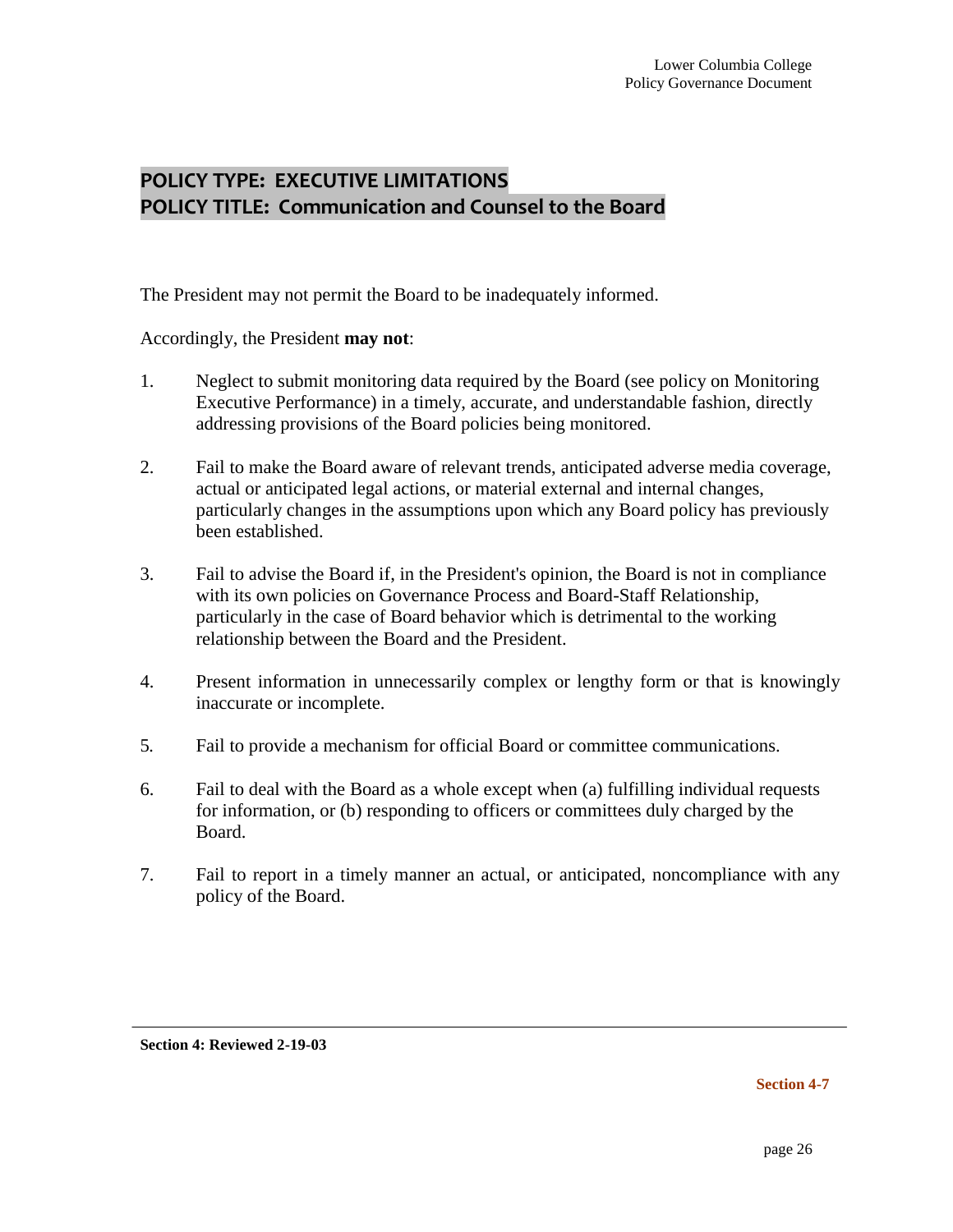## POLICY TYPE: EXECUTIVE LIMITATIONS
## POLICY TITLE: Communication and Counsel to the Board

The President may not permit the Board to be inadequately informed.

Accordingly, the President **may not**:

1. Neglect to submit monitoring data required by the Board (see policy on Monitoring Executive Performance) in a timely, accurate, and understandable fashion, directly addressing provisions of the Board policies being monitored.

2. Fail to make the Board aware of relevant trends, anticipated adverse media coverage, actual or anticipated legal actions, or material external and internal changes, particularly changes in the assumptions upon which any Board policy has previously been established.

3. Fail to advise the Board if, in the President's opinion, the Board is not in compliance with its own policies on Governance Process and Board-Staff Relationship, particularly in the case of Board behavior which is detrimental to the working relationship between the Board and the President.

4. Present information in unnecessarily complex or lengthy form or that is knowingly inaccurate or incomplete.

5. Fail to provide a mechanism for official Board or committee communications.

6. Fail to deal with the Board as a whole except when (a) fulfilling individual requests for information, or (b) responding to officers or committees duly charged by the Board.

7. Fail to report in a timely manner an actual, or anticipated, noncompliance with any policy of the Board.

**Section 4: Reviewed 2-19-03**

**Section 4-7**